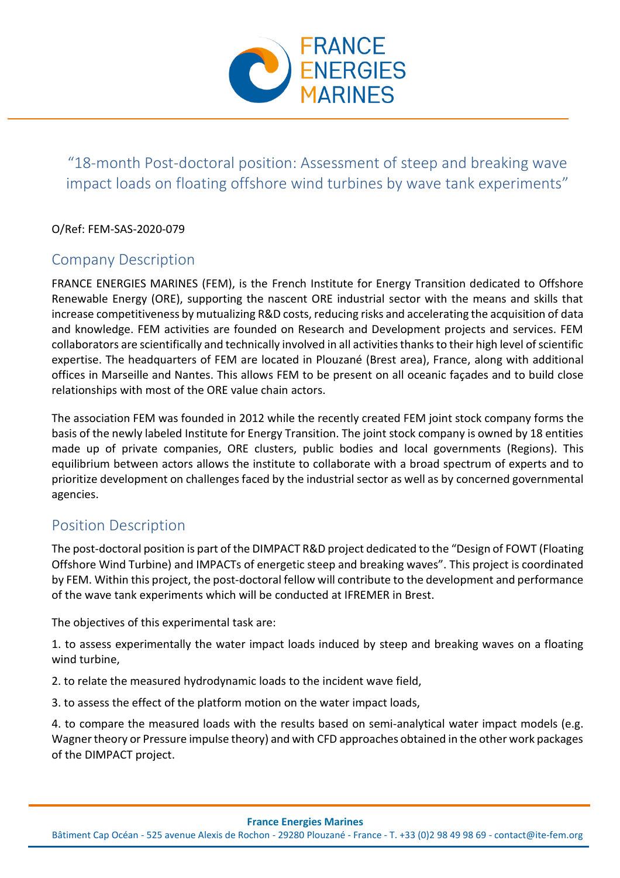# "18-month Post-doctoral position: Assessment of steep and breaking wave impact loads on floating offshore wind turbines by wave tank experiments"

O/Ref: FEM-SAS-2020-079

## Company Description

FRANCE ENERGIES MARINES (FEM), is the French Institute for Energy Transition dedicated to Offshore Renewable Energy (ORE), supporting the nascent ORE industrial sector with the means and skills that increase competitiveness by mutualizing R&D costs, reducing risks and accelerating the acquisition of data and knowledge. FEM activities are founded on Research and Development projects and services. FEM collaborators are scientifically and technically involved in all activities thanks to their high level of scientific expertise. The headquarters of FEM are located in Plouzané (Brest area), France, along with additional offices in Marseille and Nantes. This allows FEM to be present on all oceanic façades and to build close relationships with most of the ORE value chain actors.

The association FEM was founded in 2012 while the recently created FEM joint stock company forms the basis of the newly labeled Institute for Energy Transition. The joint stock company is owned by 18 entities made up of private companies, ORE clusters, public bodies and local governments (Regions). This equilibrium between actors allows the institute to collaborate with a broad spectrum of experts and to prioritize development on challenges faced by the industrial sector as well as by concerned governmental agencies.

## Position Description

The post-doctoral position is part of the DIMPACT R&D project dedicated to the "Design of FOWT (Floating Offshore Wind Turbine) and IMPACTs of energetic steep and breaking waves". This project is coordinated by FEM. Within this project, the post-doctoral fellow will contribute to the development and performance of the wave tank experiments which will be conducted at IFREMER in Brest.

The objectives of this experimental task are:

1. to assess experimentally the water impact loads induced by steep and breaking waves on a floating wind turbine,

2. to relate the measured hydrodynamic loads to the incident wave field,

3. to assess the effect of the platform motion on the water impact loads,

4. to compare the measured loads with the results based on semi-analytical water impact models (e.g. Wagner theory or Pressure impulse theory) and with CFD approaches obtained in the other work packages of the DIMPACT project.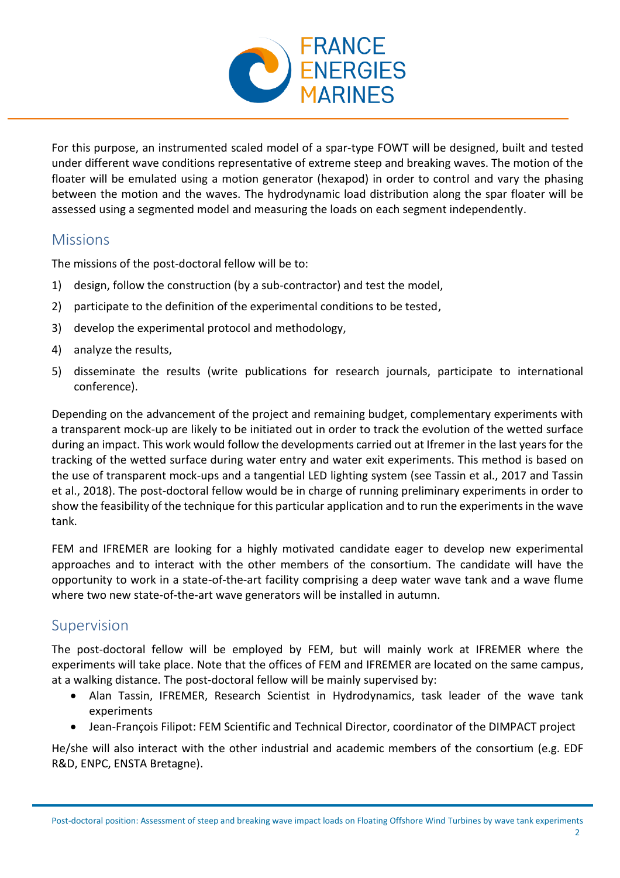For this purpose, an instrumented scaled model of a spar-type FOWT will be designed, built and tested under different wave conditions representative of extreme steep and breaking waves. The motion of the floater will be emulated using a motion generator (hexapod) in order to control and vary the phasing between the motion and the waves. The hydrodynamic load distribution along the spar floater will be assessed using a segmented model and measuring the loads on each segment independently.

## Missions

The missions of the post-doctoral fellow will be to:

1) design, follow the construction (by a sub-contractor) and test the model,
2) participate to the definition of the experimental conditions to be tested,
3) develop the experimental protocol and methodology,
4) analyze the results,
5) disseminate the results (write publications for research journals, participate to international conference).

Depending on the advancement of the project and remaining budget, complementary experiments with a transparent mock-up are likely to be initiated out in order to track the evolution of the wetted surface during an impact. This work would follow the developments carried out at Ifremer in the last years for the tracking of the wetted surface during water entry and water exit experiments. This method is based on the use of transparent mock-ups and a tangential LED lighting system (see Tassin et al., 2017 and Tassin et al., 2018). The post-doctoral fellow would be in charge of running preliminary experiments in order to show the feasibility of the technique for this particular application and to run the experiments in the wave tank.

FEM and IFREMER are looking for a highly motivated candidate eager to develop new experimental approaches and to interact with the other members of the consortium. The candidate will have the opportunity to work in a state-of-the-art facility comprising a deep water wave tank and a wave flume where two new state-of-the-art wave generators will be installed in autumn.

## Supervision

The post-doctoral fellow will be employed by FEM, but will mainly work at IFREMER where the experiments will take place. Note that the offices of FEM and IFREMER are located on the same campus, at a walking distance. The post-doctoral fellow will be mainly supervised by:

- Alan Tassin, IFREMER, Research Scientist in Hydrodynamics, task leader of the wave tank experiments
- Jean-François Filipot: FEM Scientific and Technical Director, coordinator of the DIMPACT project

He/she will also interact with the other industrial and academic members of the consortium (e.g. EDF R&D, ENPC, ENSTA Bretagne).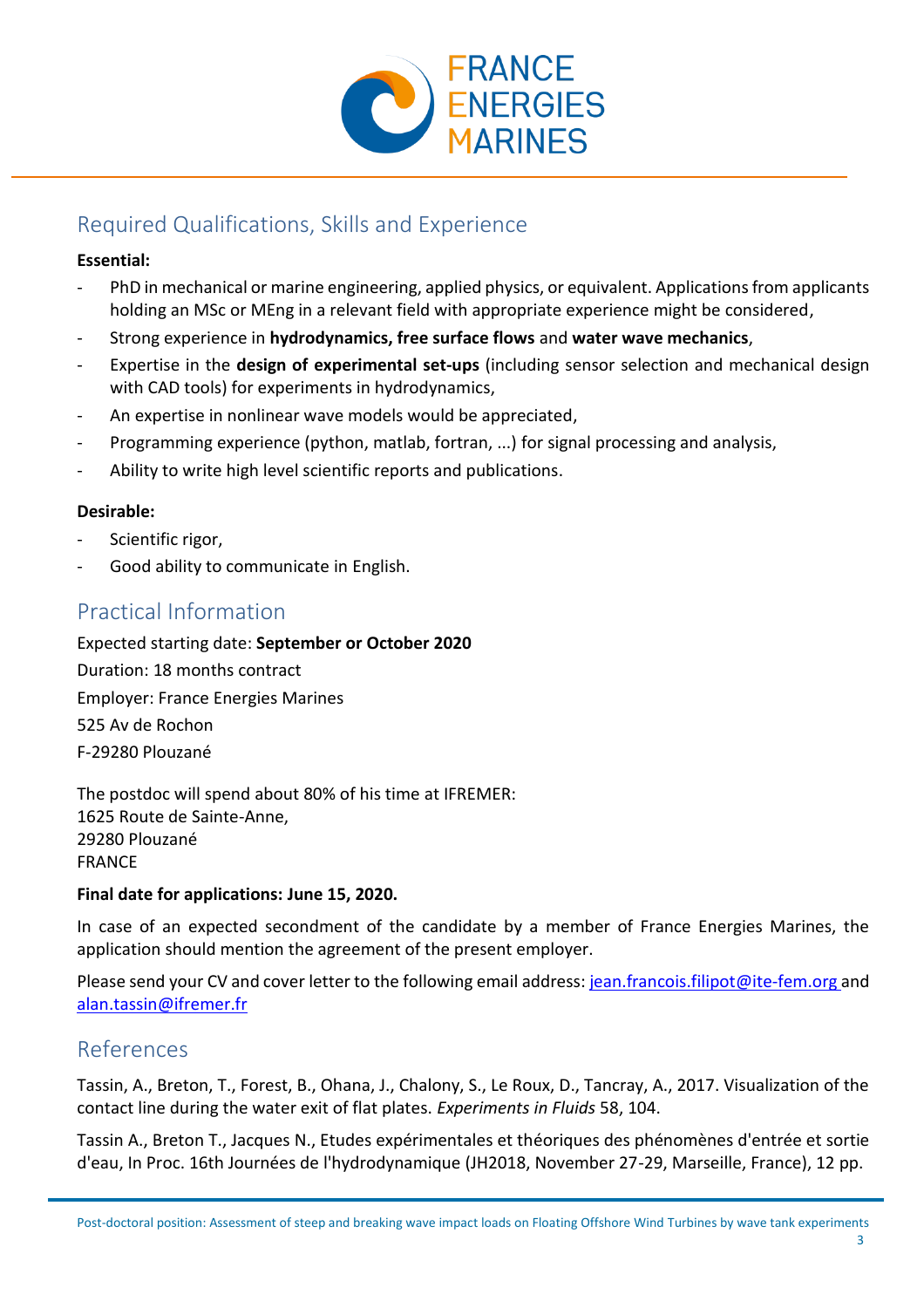## Required Qualifications, Skills and Experience

**Essential:**

- PhD in mechanical or marine engineering, applied physics, or equivalent. Applications from applicants holding an MSc or MEng in a relevant field with appropriate experience might be considered,
- Strong experience in **hydrodynamics, free surface flows** and **water wave mechanics**,
- Expertise in the **design of experimental set-ups** (including sensor selection and mechanical design with CAD tools) for experiments in hydrodynamics,
- An expertise in nonlinear wave models would be appreciated,
- Programming experience (python, matlab, fortran, ...) for signal processing and analysis,
- Ability to write high level scientific reports and publications.

**Desirable:**

- Scientific rigor,
- Good ability to communicate in English.

## Practical Information

Expected starting date: **September or October 2020**

Duration: 18 months contract

Employer: France Energies Marines

525 Av de Rochon

F-29280 Plouzané

The postdoc will spend about 80% of his time at IFREMER:
1625 Route de Sainte-Anne,
29280 Plouzané
FRANCE

**Final date for applications: June 15, 2020.**

In case of an expected secondment of the candidate by a member of France Energies Marines, the application should mention the agreement of the present employer.

Please send your CV and cover letter to the following email address: jean.francois.filipot@ite-fem.org and alan.tassin@ifremer.fr

## References

Tassin, A., Breton, T., Forest, B., Ohana, J., Chalony, S., Le Roux, D., Tancray, A., 2017. Visualization of the contact line during the water exit of flat plates. *Experiments in Fluids* 58, 104.

Tassin A., Breton T., Jacques N., Etudes expérimentales et théoriques des phénomènes d'entrée et sortie d'eau, In Proc. 16th Journées de l'hydrodynamique (JH2018, November 27-29, Marseille, France), 12 pp.